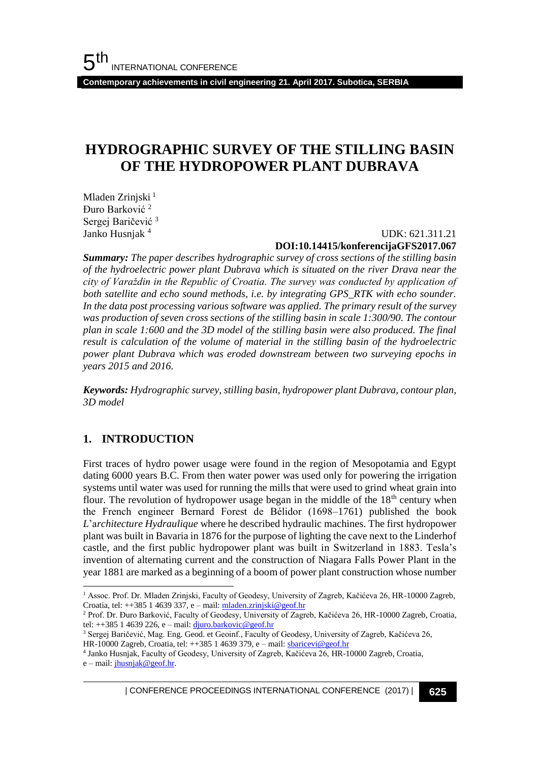# HYDROGRAPHIC SURVEY OF THE STILLING BASIN OF THE HYDROPOWER PLANT DUBRAVA

Mladen Zrinjski [1]
Đuro Barković [2]
Sergej Baričević [3]
Janko Husnjak [4]

UDK: 621.311.21
**DOI:10.14415/konferencijaGFS2017.067**

***Summary:*** *The paper describes hydrographic survey of cross sections of the stilling basin of the hydroelectric power plant Dubrava which is situated on the river Drava near the city of Varaždin in the Republic of Croatia. The survey was conducted by application of both satellite and echo sound methods, i.e. by integrating GPS_RTK with echo sounder. In the data post processing various software was applied. The primary result of the survey was production of seven cross sections of the stilling basin in scale 1:300/90. The contour plan in scale 1:600 and the 3D model of the stilling basin were also produced. The final result is calculation of the volume of material in the stilling basin of the hydroelectric power plant Dubrava which was eroded downstream between two surveying epochs in years 2015 and 2016.*

***Keywords:*** *Hydrographic survey, stilling basin, hydropower plant Dubrava, contour plan, 3D model*

## 1. INTRODUCTION

First traces of hydro power usage were found in the region of Mesopotamia and Egypt dating 6000 years B.C. From then water power was used only for powering the irrigation systems until water was used for running the mills that were used to grind wheat grain into flour. The revolution of hydropower usage began in the middle of the 18th century when the French engineer Bernard Forest de Bélidor (1698–1761) published the book *L'architecture Hydraulique* where he described hydraulic machines. The first hydropower plant was built in Bavaria in 1876 for the purpose of lighting the cave next to the Linderhof castle, and the first public hydropower plant was built in Switzerland in 1883. Tesla's invention of alternating current and the construction of Niagara Falls Power Plant in the year 1881 are marked as a beginning of a boom of power plant construction whose number

---

[1] Assoc. Prof. Dr. Mladen Zrinjski, Faculty of Geodesy, University of Zagreb, Kačićeva 26, HR-10000 Zagreb, Croatia, tel: ++385 1 4639 337, e – mail: mladen.zrinjski@geof.hr

[2] Prof. Dr. Đuro Barković, Faculty of Geodesy, University of Zagreb, Kačićeva 26, HR-10000 Zagreb, Croatia, tel: ++385 1 4639 226, e – mail: djuro.barkovic@geof.hr

[3] Sergej Baričević, Mag. Eng. Geod. et Geoinf., Faculty of Geodesy, University of Zagreb, Kačićeva 26, HR-10000 Zagreb, Croatia, tel: ++385 1 4639 379, e – mail: sbaricevi@geof.hr

[4] Janko Husnjak, Faculty of Geodesy, University of Zagreb, Kačićeva 26, HR-10000 Zagreb, Croatia, e – mail: jhusnjak@geof.hr.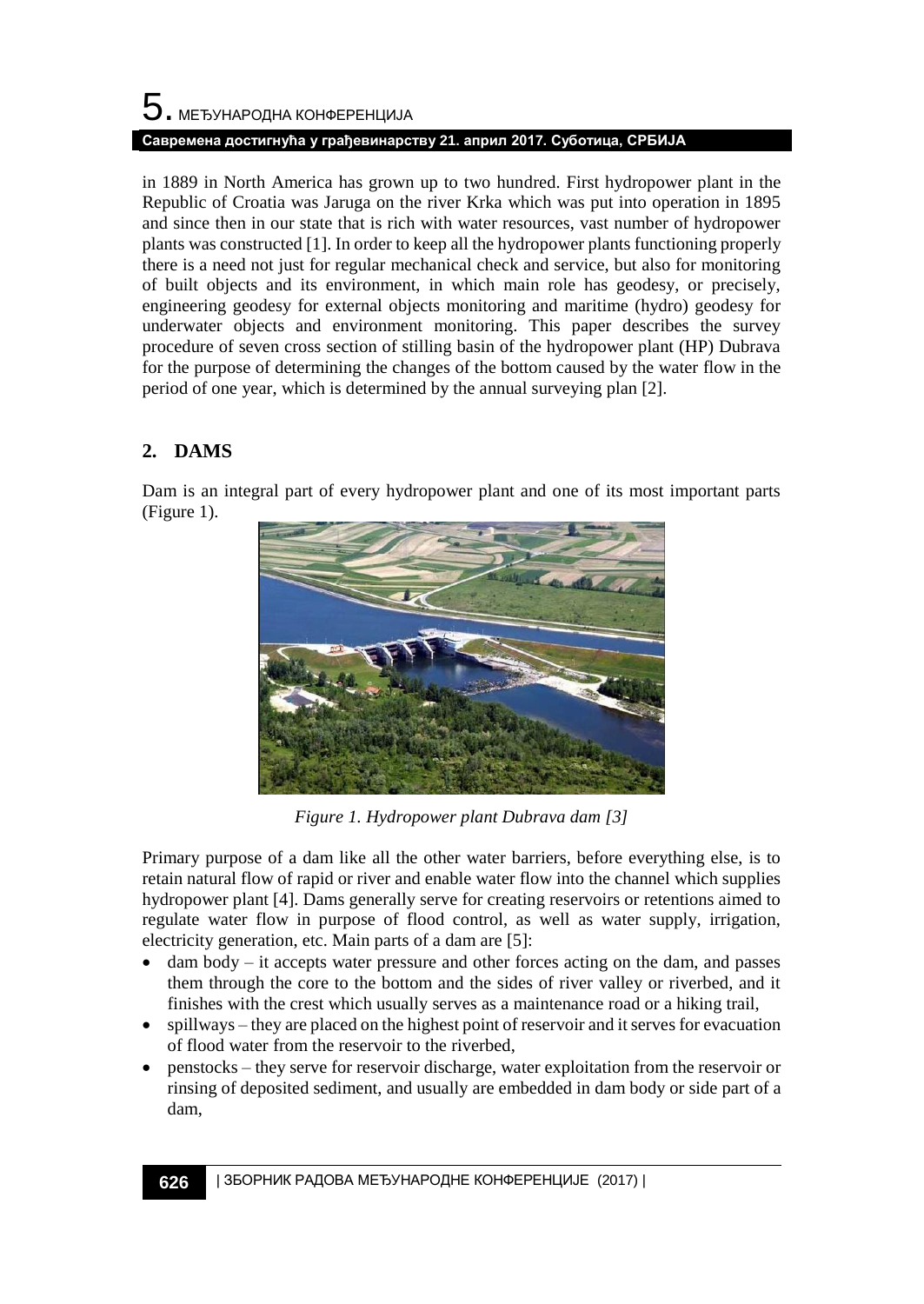in 1889 in North America has grown up to two hundred. First hydropower plant in the Republic of Croatia was Jaruga on the river Krka which was put into operation in 1895 and since then in our state that is rich with water resources, vast number of hydropower plants was constructed [1]. In order to keep all the hydropower plants functioning properly there is a need not just for regular mechanical check and service, but also for monitoring of built objects and its environment, in which main role has geodesy, or precisely, engineering geodesy for external objects monitoring and maritime (hydro) geodesy for underwater objects and environment monitoring. This paper describes the survey procedure of seven cross section of stilling basin of the hydropower plant (HP) Dubrava for the purpose of determining the changes of the bottom caused by the water flow in the period of one year, which is determined by the annual surveying plan [2].

## 2. DAMS

Dam is an integral part of every hydropower plant and one of its most important parts (Figure 1).

*Figure 1. Hydropower plant Dubrava dam [3]*

Primary purpose of a dam like all the other water barriers, before everything else, is to retain natural flow of rapid or river and enable water flow into the channel which supplies hydropower plant [4]. Dams generally serve for creating reservoirs or retentions aimed to regulate water flow in purpose of flood control, as well as water supply, irrigation, electricity generation, etc. Main parts of a dam are [5]:

- dam body – it accepts water pressure and other forces acting on the dam, and passes them through the core to the bottom and the sides of river valley or riverbed, and it finishes with the crest which usually serves as a maintenance road or a hiking trail,
- spillways – they are placed on the highest point of reservoir and it serves for evacuation of flood water from the reservoir to the riverbed,
- penstocks – they serve for reservoir discharge, water exploitation from the reservoir or rinsing of deposited sediment, and usually are embedded in dam body or side part of a dam,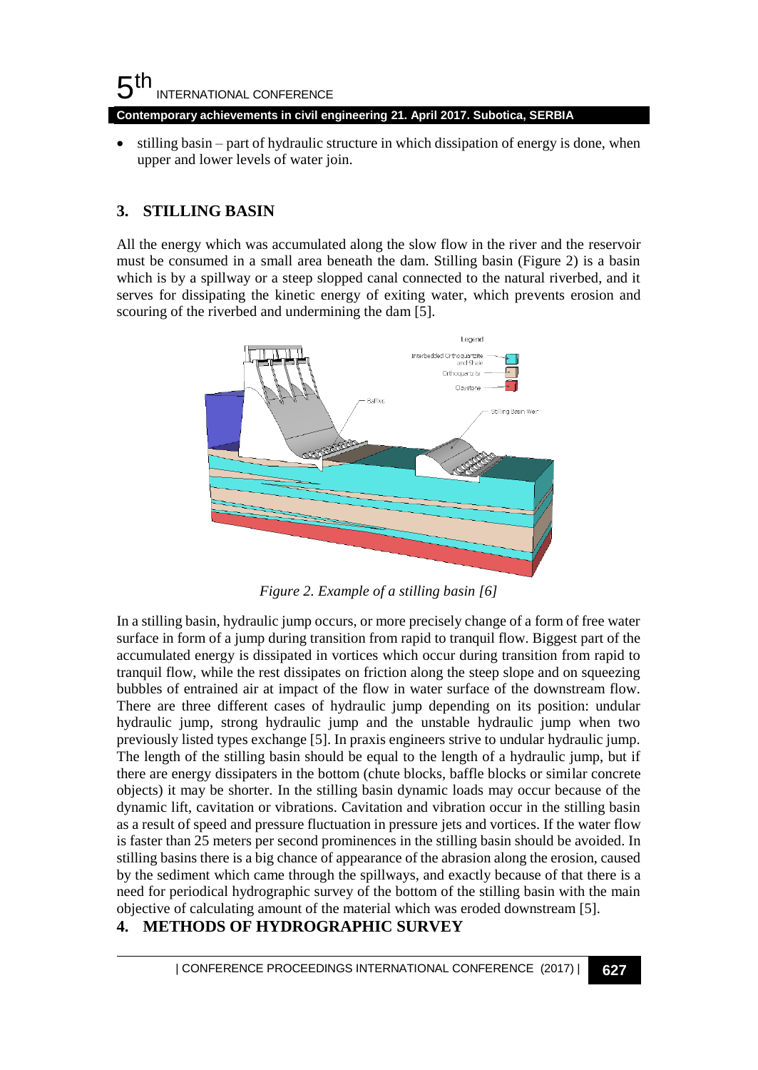- stilling basin – part of hydraulic structure in which dissipation of energy is done, when upper and lower levels of water join.

## 3. STILLING BASIN

All the energy which was accumulated along the slow flow in the river and the reservoir must be consumed in a small area beneath the dam. Stilling basin (Figure 2) is a basin which is by a spillway or a steep slopped canal connected to the natural riverbed, and it serves for dissipating the kinetic energy of exiting water, which prevents erosion and scouring of the riverbed and undermining the dam [5].

*Figure 2. Example of a stilling basin [6]*

In a stilling basin, hydraulic jump occurs, or more precisely change of a form of free water surface in form of a jump during transition from rapid to tranquil flow. Biggest part of the accumulated energy is dissipated in vortices which occur during transition from rapid to tranquil flow, while the rest dissipates on friction along the steep slope and on squeezing bubbles of entrained air at impact of the flow in water surface of the downstream flow. There are three different cases of hydraulic jump depending on its position: undular hydraulic jump, strong hydraulic jump and the unstable hydraulic jump when two previously listed types exchange [5]. In praxis engineers strive to undular hydraulic jump. The length of the stilling basin should be equal to the length of a hydraulic jump, but if there are energy dissipaters in the bottom (chute blocks, baffle blocks or similar concrete objects) it may be shorter. In the stilling basin dynamic loads may occur because of the dynamic lift, cavitation or vibrations. Cavitation and vibration occur in the stilling basin as a result of speed and pressure fluctuation in pressure jets and vortices. If the water flow is faster than 25 meters per second prominences in the stilling basin should be avoided. In stilling basins there is a big chance of appearance of the abrasion along the erosion, caused by the sediment which came through the spillways, and exactly because of that there is a need for periodical hydrographic survey of the bottom of the stilling basin with the main objective of calculating amount of the material which was eroded downstream [5].

## 4. METHODS OF HYDROGRAPHIC SURVEY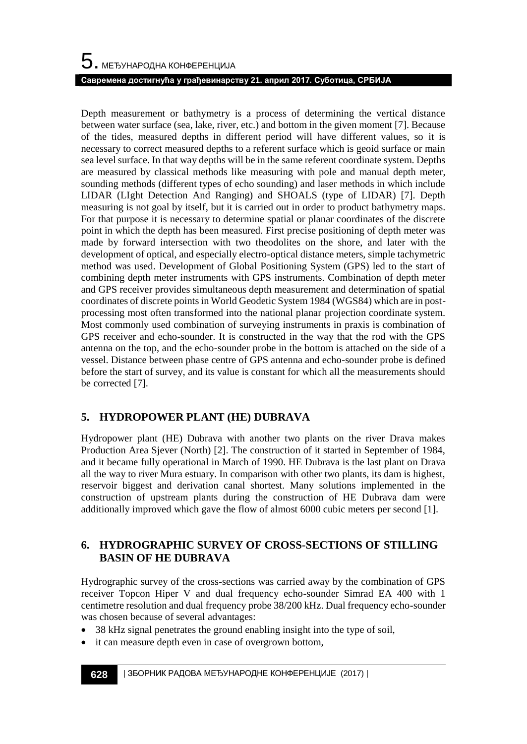Depth measurement or bathymetry is a process of determining the vertical distance between water surface (sea, lake, river, etc.) and bottom in the given moment [7]. Because of the tides, measured depths in different period will have different values, so it is necessary to correct measured depths to a referent surface which is geoid surface or main sea level surface. In that way depths will be in the same referent coordinate system. Depths are measured by classical methods like measuring with pole and manual depth meter, sounding methods (different types of echo sounding) and laser methods in which include LIDAR (LIght Detection And Ranging) and SHOALS (type of LIDAR) [7]. Depth measuring is not goal by itself, but it is carried out in order to product bathymetry maps. For that purpose it is necessary to determine spatial or planar coordinates of the discrete point in which the depth has been measured. First precise positioning of depth meter was made by forward intersection with two theodolites on the shore, and later with the development of optical, and especially electro-optical distance meters, simple tachymetric method was used. Development of Global Positioning System (GPS) led to the start of combining depth meter instruments with GPS instruments. Combination of depth meter and GPS receiver provides simultaneous depth measurement and determination of spatial coordinates of discrete points in World Geodetic System 1984 (WGS84) which are in post-processing most often transformed into the national planar projection coordinate system. Most commonly used combination of surveying instruments in praxis is combination of GPS receiver and echo-sounder. It is constructed in the way that the rod with the GPS antenna on the top, and the echo-sounder probe in the bottom is attached on the side of a vessel. Distance between phase centre of GPS antenna and echo-sounder probe is defined before the start of survey, and its value is constant for which all the measurements should be corrected [7].

## 5. HYDROPOWER PLANT (HE) DUBRAVA

Hydropower plant (HE) Dubrava with another two plants on the river Drava makes Production Area Sjever (North) [2]. The construction of it started in September of 1984, and it became fully operational in March of 1990. HE Dubrava is the last plant on Drava all the way to river Mura estuary. In comparison with other two plants, its dam is highest, reservoir biggest and derivation canal shortest. Many solutions implemented in the construction of upstream plants during the construction of HE Dubrava dam were additionally improved which gave the flow of almost 6000 cubic meters per second [1].

## 6. HYDROGRAPHIC SURVEY OF CROSS-SECTIONS OF STILLING BASIN OF HE DUBRAVA

Hydrographic survey of the cross-sections was carried away by the combination of GPS receiver Topcon Hiper V and dual frequency echo-sounder Simrad EA 400 with 1 centimetre resolution and dual frequency probe 38/200 kHz. Dual frequency echo-sounder was chosen because of several advantages:

- 38 kHz signal penetrates the ground enabling insight into the type of soil,
- it can measure depth even in case of overgrown bottom,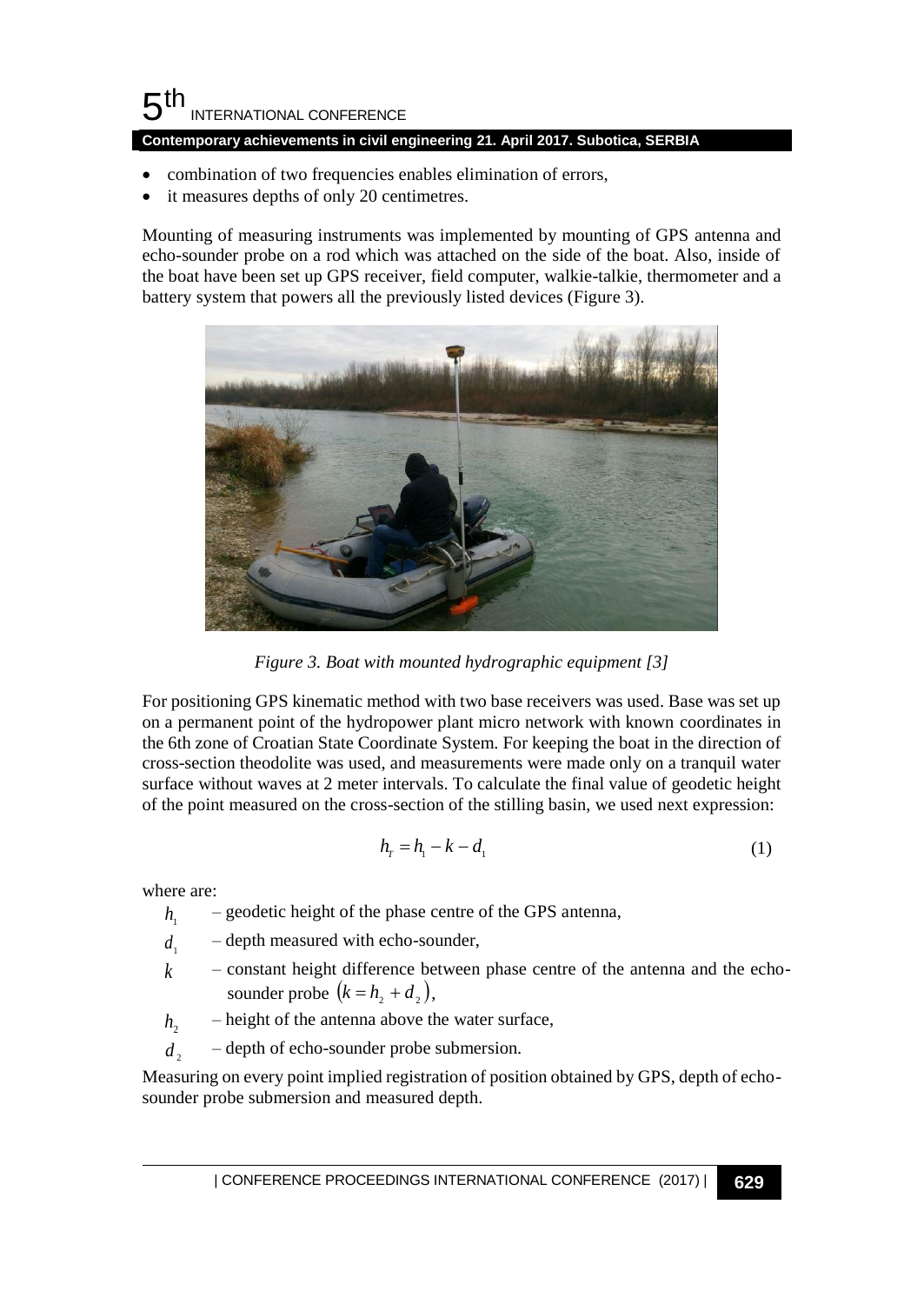- combination of two frequencies enables elimination of errors,
- it measures depths of only 20 centimetres.

Mounting of measuring instruments was implemented by mounting of GPS antenna and echo-sounder probe on a rod which was attached on the side of the boat. Also, inside of the boat have been set up GPS receiver, field computer, walkie-talkie, thermometer and a battery system that powers all the previously listed devices (Figure 3).

*Figure 3. Boat with mounted hydrographic equipment [3]*

For positioning GPS kinematic method with two base receivers was used. Base was set up on a permanent point of the hydropower plant micro network with known coordinates in the 6th zone of Croatian State Coordinate System. For keeping the boat in the direction of cross-section theodolite was used, and measurements were made only on a tranquil water surface without waves at 2 meter intervals. To calculate the final value of geodetic height of the point measured on the cross-section of the stilling basin, we used next expression:

$$h_T = h_1 - k - d_1 \tag{1}$$

where are:

- $h_1$ – geodetic height of the phase centre of the GPS antenna,
- $d_1$ – depth measured with echo-sounder,
- $k$ – constant height difference between phase centre of the antenna and the echo-sounder probe $(k = h_2 + d_2)$,
- $h_2$ – height of the antenna above the water surface,
- $d_2$ – depth of echo-sounder probe submersion.

Measuring on every point implied registration of position obtained by GPS, depth of echo-sounder probe submersion and measured depth.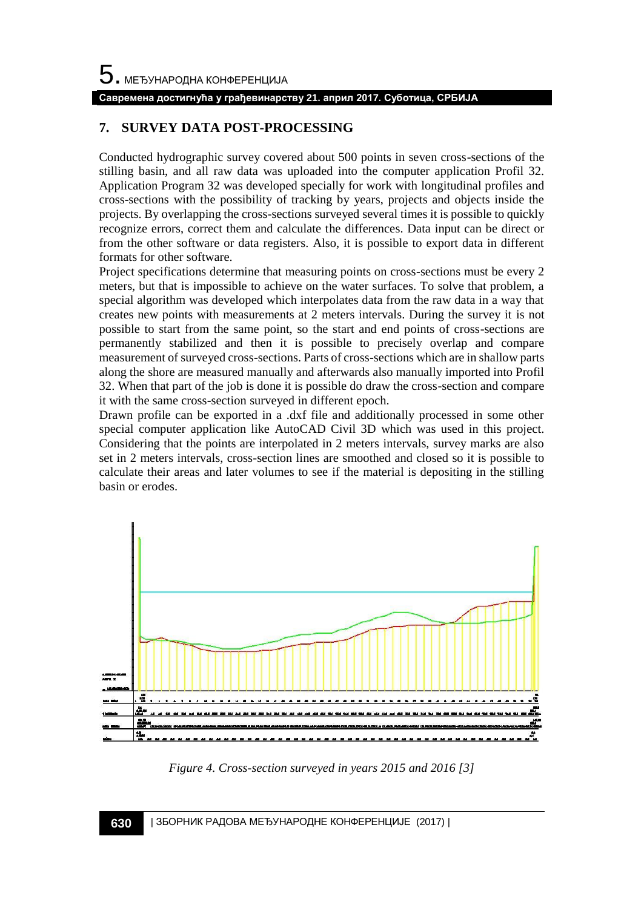## 7. SURVEY DATA POST-PROCESSING

Conducted hydrographic survey covered about 500 points in seven cross-sections of the stilling basin, and all raw data was uploaded into the computer application Profil 32. Application Program 32 was developed specially for work with longitudinal profiles and cross-sections with the possibility of tracking by years, projects and objects inside the projects. By overlapping the cross-sections surveyed several times it is possible to quickly recognize errors, correct them and calculate the differences. Data input can be direct or from the other software or data registers. Also, it is possible to export data in different formats for other software.

Project specifications determine that measuring points on cross-sections must be every 2 meters, but that is impossible to achieve on the water surfaces. To solve that problem, a special algorithm was developed which interpolates data from the raw data in a way that creates new points with measurements at 2 meters intervals. During the survey it is not possible to start from the same point, so the start and end points of cross-sections are permanently stabilized and then it is possible to precisely overlap and compare measurement of surveyed cross-sections. Parts of cross-sections which are in shallow parts along the shore are measured manually and afterwards also manually imported into Profil 32. When that part of the job is done it is possible do draw the cross-section and compare it with the same cross-section surveyed in different epoch.

Drawn profile can be exported in a .dxf file and additionally processed in some other special computer application like AutoCAD Civil 3D which was used in this project. Considering that the points are interpolated in 2 meters intervals, survey marks are also set in 2 meters intervals, cross-section lines are smoothed and closed so it is possible to calculate their areas and later volumes to see if the material is depositing in the stilling basin or erodes.

*Figure 4. Cross-section surveyed in years 2015 and 2016 [3]*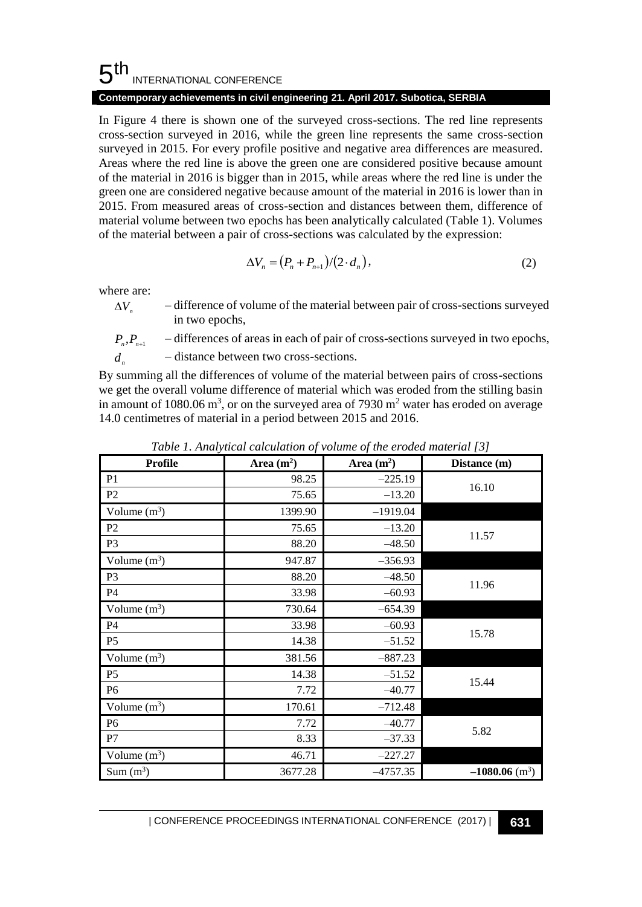In Figure 4 there is shown one of the surveyed cross-sections. The red line represents cross-section surveyed in 2016, while the green line represents the same cross-section surveyed in 2015. For every profile positive and negative area differences are measured. Areas where the red line is above the green one are considered positive because amount of the material in 2016 is bigger than in 2015, while areas where the red line is under the green one are considered negative because amount of the material in 2016 is lower than in 2015. From measured areas of cross-section and distances between them, difference of material volume between two epochs has been analytically calculated (Table 1). Volumes of the material between a pair of cross-sections was calculated by the expression:

$$\Delta V_n = (P_n + P_{n+1})/(2 \cdot d_n), \tag{2}$$

where are:

- $\Delta V_n$ – difference of volume of the material between pair of cross-sections surveyed in two epochs,
- $P_n, P_{n+1}$ – differences of areas in each of pair of cross-sections surveyed in two epochs,
- $d_n$ – distance between two cross-sections.

By summing all the differences of volume of the material between pairs of cross-sections we get the overall volume difference of material which was eroded from the stilling basin in amount of 1080.06 m$^3$, or on the surveyed area of 7930 m$^2$ water has eroded on average 14.0 centimetres of material in a period between 2015 and 2016.

*Table 1. Analytical calculation of volume of the eroded material [3]*

| Profile | Area (m$^2$) | Area (m$^2$) | Distance (m) |
|---|---|---|---|
| P1 | 98.25 | –225.19 | 16.10 |
| P2 | 75.65 | –13.20 | |
| Volume (m$^3$) | 1399.90 | –1919.04 | |
| P2 | 75.65 | –13.20 | 11.57 |
| P3 | 88.20 | –48.50 | |
| Volume (m$^3$) | 947.87 | –356.93 | |
| P3 | 88.20 | –48.50 | 11.96 |
| P4 | 33.98 | –60.93 | |
| Volume (m$^3$) | 730.64 | –654.39 | |
| P4 | 33.98 | –60.93 | 15.78 |
| P5 | 14.38 | –51.52 | |
| Volume (m$^3$) | 381.56 | –887.23 | |
| P5 | 14.38 | –51.52 | 15.44 |
| P6 | 7.72 | –40.77 | |
| Volume (m$^3$) | 170.61 | –712.48 | |
| P6 | 7.72 | –40.77 | 5.82 |
| P7 | 8.33 | –37.33 | |
| Volume (m$^3$) | 46.71 | –227.27 | |
| Sum (m$^3$) | 3677.28 | –4757.35 | **–1080.06** (m$^3$) |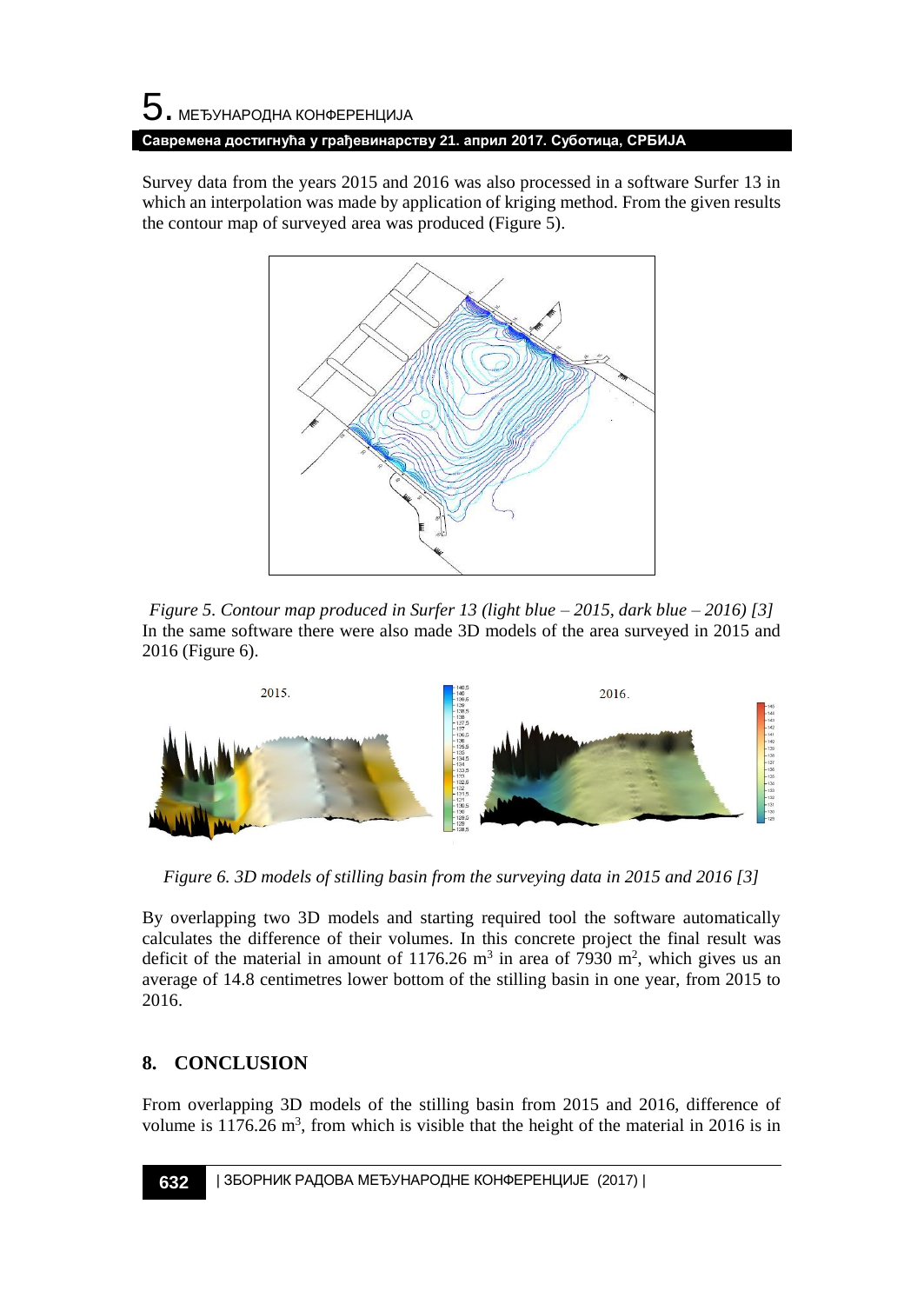Survey data from the years 2015 and 2016 was also processed in a software Surfer 13 in which an interpolation was made by application of kriging method. From the given results the contour map of surveyed area was produced (Figure 5).

*Figure 5. Contour map produced in Surfer 13 (light blue – 2015, dark blue – 2016) [3]*

In the same software there were also made 3D models of the area surveyed in 2015 and 2016 (Figure 6).

*Figure 6. 3D models of stilling basin from the surveying data in 2015 and 2016 [3]*

By overlapping two 3D models and starting required tool the software automatically calculates the difference of their volumes. In this concrete project the final result was deficit of the material in amount of 1176.26 $m^3$ in area of 7930 $m^2$, which gives us an average of 14.8 centimetres lower bottom of the stilling basin in one year, from 2015 to 2016.

## 8. CONCLUSION

From overlapping 3D models of the stilling basin from 2015 and 2016, difference of volume is 1176.26 $m^3$, from which is visible that the height of the material in 2016 is in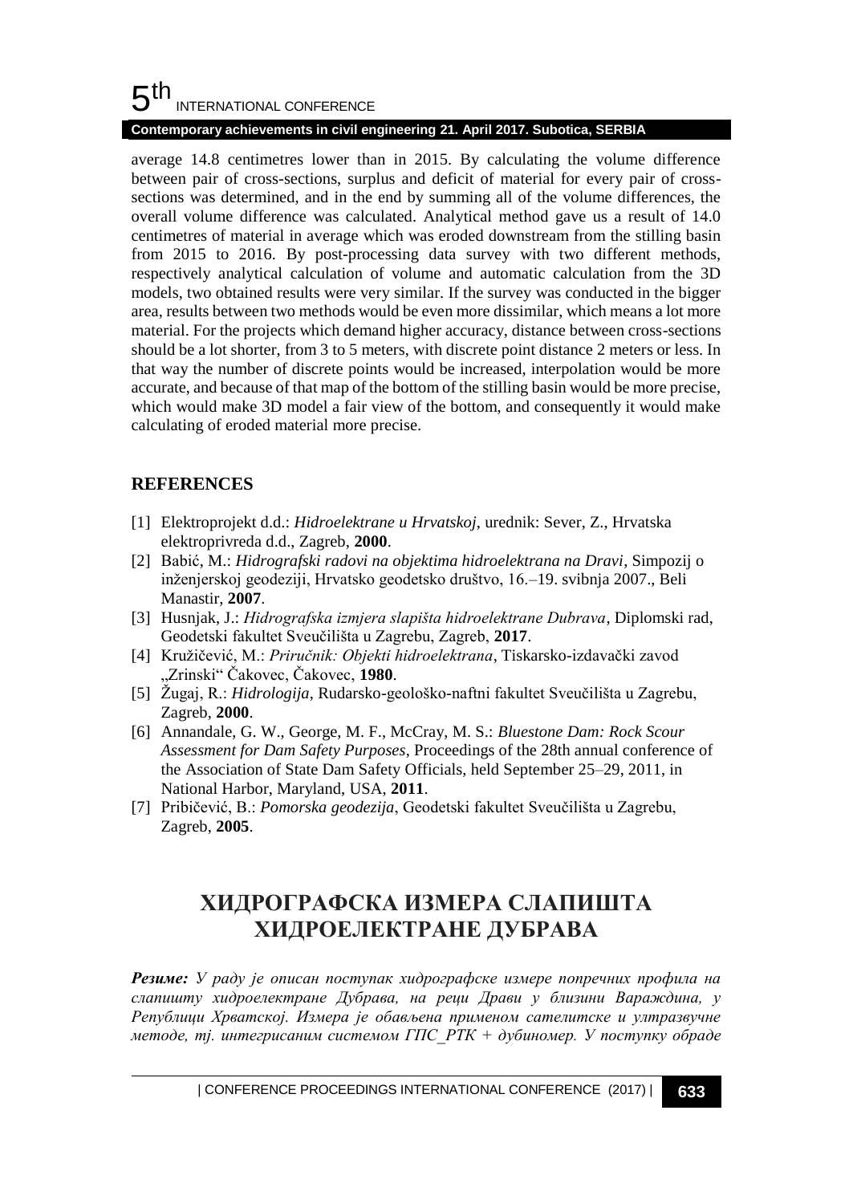average 14.8 centimetres lower than in 2015. By calculating the volume difference between pair of cross-sections, surplus and deficit of material for every pair of cross-sections was determined, and in the end by summing all of the volume differences, the overall volume difference was calculated. Analytical method gave us a result of 14.0 centimetres of material in average which was eroded downstream from the stilling basin from 2015 to 2016. By post-processing data survey with two different methods, respectively analytical calculation of volume and automatic calculation from the 3D models, two obtained results were very similar. If the survey was conducted in the bigger area, results between two methods would be even more dissimilar, which means a lot more material. For the projects which demand higher accuracy, distance between cross-sections should be a lot shorter, from 3 to 5 meters, with discrete point distance 2 meters or less. In that way the number of discrete points would be increased, interpolation would be more accurate, and because of that map of the bottom of the stilling basin would be more precise, which would make 3D model a fair view of the bottom, and consequently it would make calculating of eroded material more precise.

## REFERENCES

[1] Elektroprojekt d.d.: *Hidroelektrane u Hrvatskoj*, urednik: Sever, Z., Hrvatska elektroprivreda d.d., Zagreb, **2000**.

[2] Babić, M.: *Hidrografski radovi na objektima hidroelektrana na Dravi*, Simpozij o inženjerskoj geodeziji, Hrvatsko geodetsko društvo, 16.–19. svibnja 2007., Beli Manastir, **2007**.

[3] Husnjak, J.: *Hidrografska izmjera slapišta hidroelektrane Dubrava*, Diplomski rad, Geodetski fakultet Sveučilišta u Zagrebu, Zagreb, **2017**.

[4] Kružičević, M.: *Priručnik: Objekti hidroelektrana*, Tiskarsko-izdavački zavod „Zrinski" Čakovec, Čakovec, **1980**.

[5] Žugaj, R.: *Hidrologija*, Rudarsko-geološko-naftni fakultet Sveučilišta u Zagrebu, Zagreb, **2000**.

[6] Annandale, G. W., George, M. F., McCray, M. S.: *Bluestone Dam: Rock Scour Assessment for Dam Safety Purposes*, Proceedings of the 28th annual conference of the Association of State Dam Safety Officials, held September 25–29, 2011, in National Harbor, Maryland, USA, **2011**.

[7] Pribičević, B.: *Pomorska geodezija*, Geodetski fakultet Sveučilišta u Zagrebu, Zagreb, **2005**.

# ХИДРОГРАФСКА ИЗМЕРА СЛАПИШТА ХИДРОЕЛЕКТРАНЕ ДУБРАВА

***Резиме:*** *У раду је описан поступак хидрографске измере попречних профила на слапишту хидроелектране Дубрава, на реци Драви у близини Вараждина, у Републици Хрватској. Измера је обављена применом сателитске и ултразвучне методе, тј. интегрисаним системом ГПС_РТК + дубиномер. У поступку обраде*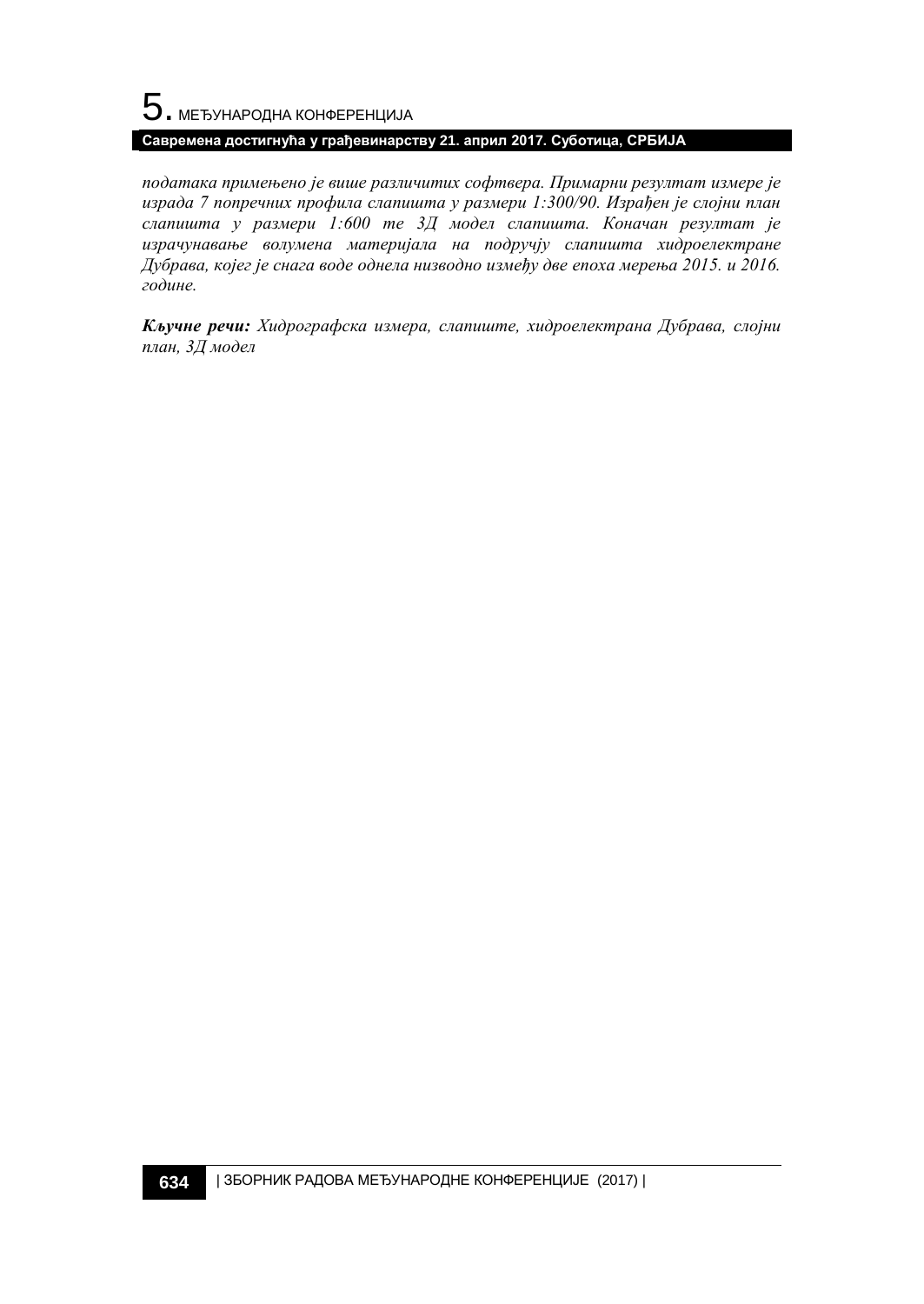*података примењено је више различитих софтвера. Примарни резултат измере је израда 7 попречних профила слапишта у размери 1:300/90. Израђен је слојни план слапишта у размери 1:600 те 3Д модел слапишта. Коначан резултат је израчунавање волумена материјала на подручју слапишта хидроелектране Дубрава, којег је снага воде однела низводно између две епоха мерења 2015. и 2016. године.*

***Кључне речи:*** *Хидрографска измера, слапиште, хидроелектрана Дубрава, слојни план, 3Д модел*